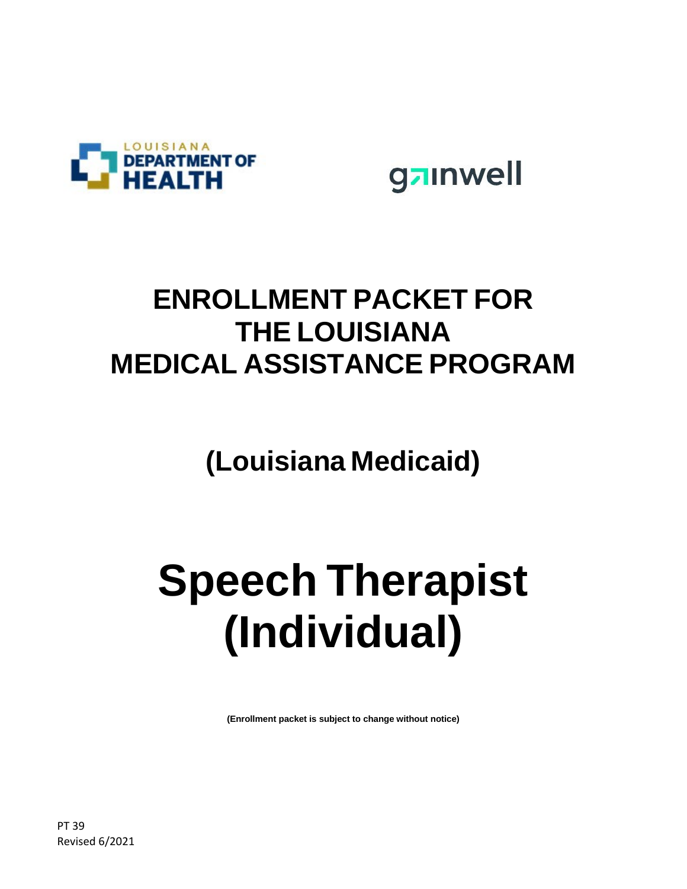# ENROLLMENT PACKET FOR THE LOUISIANA MEDICAL ASSISTANCE PROGRAM

## (Louisiana Medicaid)

# Speech Therapist (Individual)

**(Enrollment packet is subject to change without notice)**

PT 39
Revised 6/2021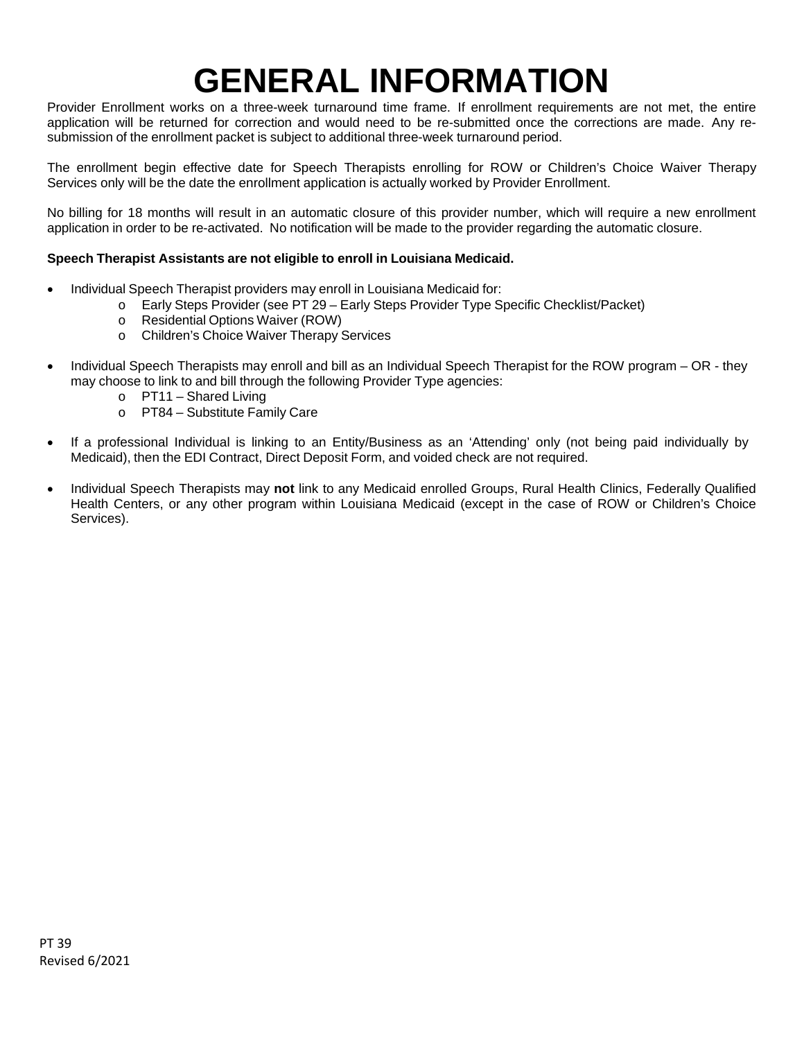# GENERAL INFORMATION

Provider Enrollment works on a three-week turnaround time frame. If enrollment requirements are not met, the entire application will be returned for correction and would need to be re-submitted once the corrections are made. Any re-submission of the enrollment packet is subject to additional three-week turnaround period.

The enrollment begin effective date for Speech Therapists enrolling for ROW or Children's Choice Waiver Therapy Services only will be the date the enrollment application is actually worked by Provider Enrollment.

No billing for 18 months will result in an automatic closure of this provider number, which will require a new enrollment application in order to be re-activated. No notification will be made to the provider regarding the automatic closure.

**Speech Therapist Assistants are not eligible to enroll in Louisiana Medicaid.**

- Individual Speech Therapist providers may enroll in Louisiana Medicaid for:
  - Early Steps Provider (see PT 29 – Early Steps Provider Type Specific Checklist/Packet)
  - Residential Options Waiver (ROW)
  - Children's Choice Waiver Therapy Services
- Individual Speech Therapists may enroll and bill as an Individual Speech Therapist for the ROW program – OR - they may choose to link to and bill through the following Provider Type agencies:
  - PT11 – Shared Living
  - PT84 – Substitute Family Care
- If a professional Individual is linking to an Entity/Business as an 'Attending' only (not being paid individually by Medicaid), then the EDI Contract, Direct Deposit Form, and voided check are not required.
- Individual Speech Therapists may **not** link to any Medicaid enrolled Groups, Rural Health Clinics, Federally Qualified Health Centers, or any other program within Louisiana Medicaid (except in the case of ROW or Children's Choice Services).

PT 39
Revised 6/2021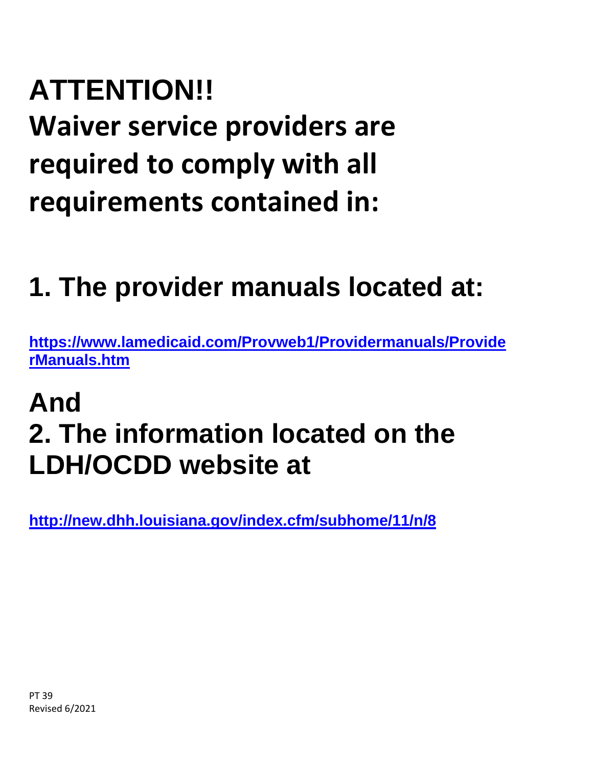# ATTENTION!!

# Waiver service providers are required to comply with all requirements contained in:

## 1. The provider manuals located at:

**https://www.lamedicaid.com/Provweb1/Providermanuals/ProviderManuals.htm**

## And

## 2. The information located on the LDH/OCDD website at

**http://new.dhh.louisiana.gov/index.cfm/subhome/11/n/8**

PT 39
Revised 6/2021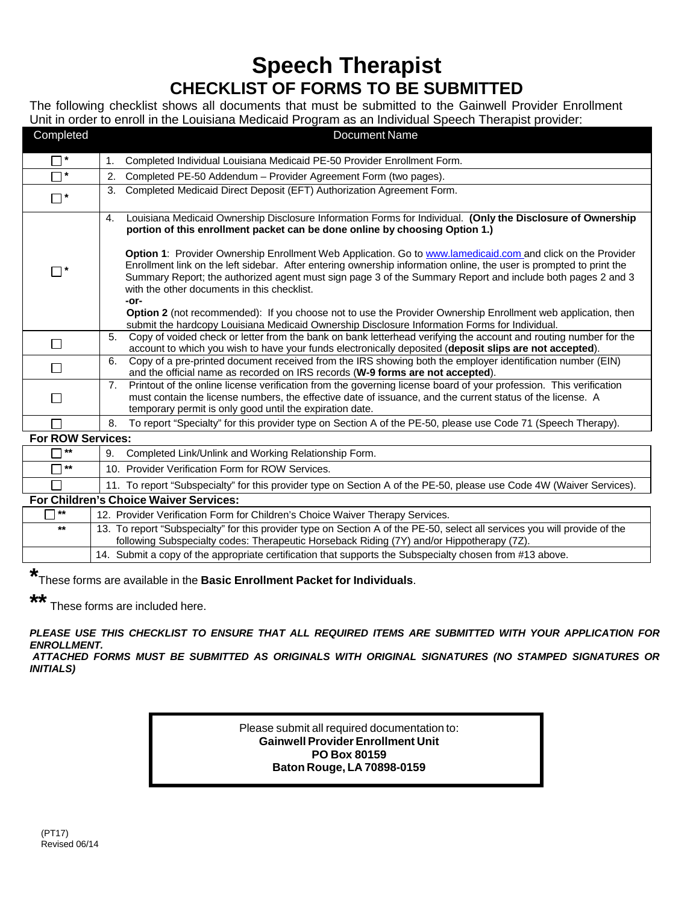# Speech Therapist

## CHECKLIST OF FORMS TO BE SUBMITTED

The following checklist shows all documents that must be submitted to the Gainwell Provider Enrollment Unit in order to enroll in the Louisiana Medicaid Program as an Individual Speech Therapist provider:

| Completed | Document Name |
|---|---|
| ☐ * | 1. Completed Individual Louisiana Medicaid PE-50 Provider Enrollment Form. |
| ☐ * | 2. Completed PE-50 Addendum – Provider Agreement Form (two pages). |
| ☐ * | 3. Completed Medicaid Direct Deposit (EFT) Authorization Agreement Form. |
| ☐ * | 4. Louisiana Medicaid Ownership Disclosure Information Forms for Individual. **(Only the Disclosure of Ownership portion of this enrollment packet can be done online by choosing Option 1.)**<br><br>**Option 1**: Provider Ownership Enrollment Web Application. Go to www.lamedicaid.com and click on the Provider Enrollment link on the left sidebar. After entering ownership information online, the user is prompted to print the Summary Report; the authorized agent must sign page 3 of the Summary Report and include both pages 2 and 3 with the other documents in this checklist.<br>**-or-**<br>**Option 2** (not recommended): If you choose not to use the Provider Ownership Enrollment web application, then submit the hardcopy Louisiana Medicaid Ownership Disclosure Information Forms for Individual. |
| ☐ | 5. Copy of voided check or letter from the bank on bank letterhead verifying the account and routing number for the account to which you wish to have your funds electronically deposited (**deposit slips are not accepted**). |
| ☐ | 6. Copy of a pre-printed document received from the IRS showing both the employer identification number (EIN) and the official name as recorded on IRS records (**W-9 forms are not accepted**). |
| ☐ | 7. Printout of the online license verification from the governing license board of your profession. This verification must contain the license numbers, the effective date of issuance, and the current status of the license. A temporary permit is only good until the expiration date. |
| ☐ | 8. To report "Specialty" for this provider type on Section A of the PE-50, please use Code 71 (Speech Therapy). |
| **For ROW Services:** | |
| ☐ ** | 9. Completed Link/Unlink and Working Relationship Form. |
| ☐ ** | 10. Provider Verification Form for ROW Services. |
| ☐ | 11. To report "Subspecialty" for this provider type on Section A of the PE-50, please use Code 4W (Waiver Services). |
| **For Children's Choice Waiver Services:** | |
| ☐ ** | 12. Provider Verification Form for Children's Choice Waiver Therapy Services. |
| ** | 13. To report "Subspecialty" for this provider type on Section A of the PE-50, select all services you will provide of the following Subspecialty codes: Therapeutic Horseback Riding (7Y) and/or Hippotherapy (7Z). |
| | 14. Submit a copy of the appropriate certification that supports the Subspecialty chosen from #13 above. |

*These forms are available in the **Basic Enrollment Packet for Individuals**.

** These forms are included here.

***PLEASE USE THIS CHECKLIST TO ENSURE THAT ALL REQUIRED ITEMS ARE SUBMITTED WITH YOUR APPLICATION FOR ENROLLMENT.***

***ATTACHED FORMS MUST BE SUBMITTED AS ORIGINALS WITH ORIGINAL SIGNATURES (NO STAMPED SIGNATURES OR INITIALS)***

Please submit all required documentation to:
**Gainwell Provider Enrollment Unit**
**PO Box 80159**
**Baton Rouge, LA 70898-0159**

(PT17)
Revised 06/14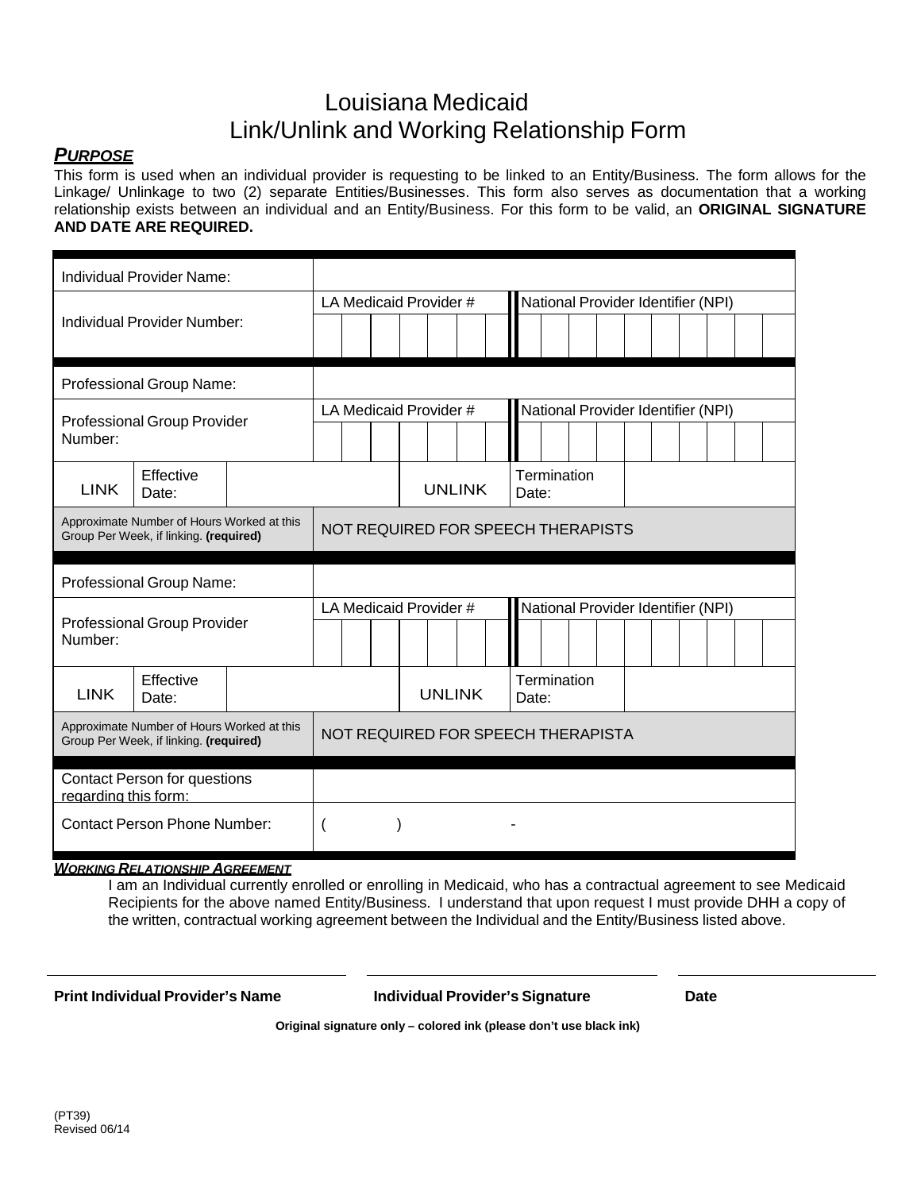# Louisiana Medicaid
# Link/Unlink and Working Relationship Form

## ***PURPOSE***

This form is used when an individual provider is requesting to be linked to an Entity/Business. The form allows for the Linkage/ Unlinkage to two (2) separate Entities/Businesses. This form also serves as documentation that a working relationship exists between an individual and an Entity/Business. For this form to be valid, an **ORIGINAL SIGNATURE AND DATE ARE REQUIRED.**

| | | | | |
|---|---|---|---|---|
| Individual Provider Name: | | | | |
| Individual Provider Number: | LA Medicaid Provider # | | National Provider Identifier (NPI) | |
| Professional Group Name: | | | | |
| Professional Group Provider Number: | LA Medicaid Provider # | | National Provider Identifier (NPI) | |
| LINK | Effective Date: | UNLINK | Termination Date: | |
| Approximate Number of Hours Worked at this Group Per Week, if linking. **(required)** | NOT REQUIRED FOR SPEECH THERAPISTS | | | |
| Professional Group Name: | | | | |
| Professional Group Provider Number: | LA Medicaid Provider # | | National Provider Identifier (NPI) | |
| LINK | Effective Date: | UNLINK | Termination Date: | |
| Approximate Number of Hours Worked at this Group Per Week, if linking. **(required)** | NOT REQUIRED FOR SPEECH THERAPISTA | | | |
| Contact Person for questions regarding this form: | | | | |
| Contact Person Phone Number: | ( ) - | | | |

***WORKING RELATIONSHIP AGREEMENT***

I am an Individual currently enrolled or enrolling in Medicaid, who has a contractual agreement to see Medicaid Recipients for the above named Entity/Business. I understand that upon request I must provide DHH a copy of the written, contractual working agreement between the Individual and the Entity/Business listed above.

| ______________________ | ______________________ | ______________ |
|---|---|---|
| **Print Individual Provider's Name** | **Individual Provider's Signature** | **Date** |

**Original signature only – colored ink (please don't use black ink)**

(PT39)
Revised 06/14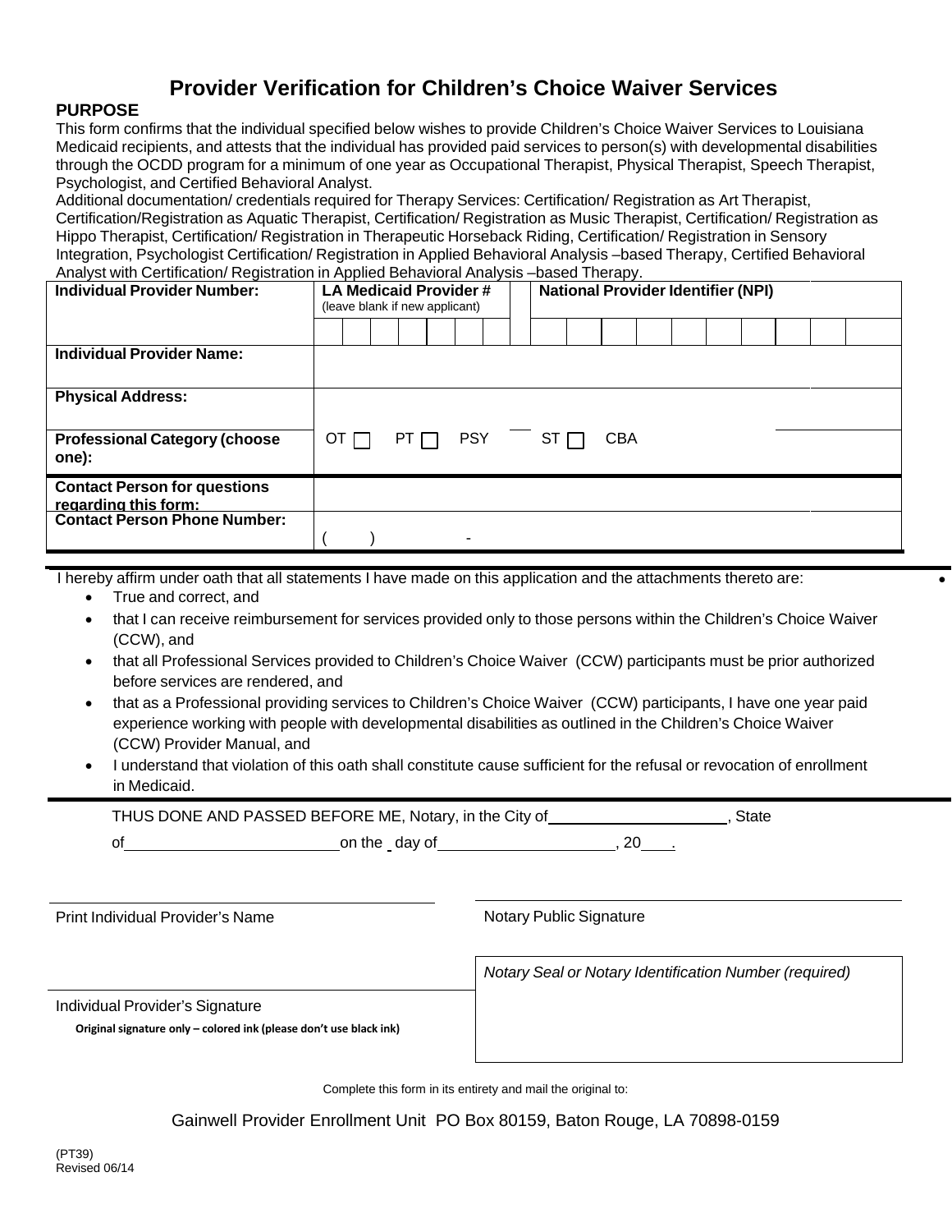# Provider Verification for Children's Choice Waiver Services

**PURPOSE**

This form confirms that the individual specified below wishes to provide Children's Choice Waiver Services to Louisiana Medicaid recipients, and attests that the individual has provided paid services to person(s) with developmental disabilities through the OCDD program for a minimum of one year as Occupational Therapist, Physical Therapist, Speech Therapist, Psychologist, and Certified Behavioral Analyst.

Additional documentation/ credentials required for Therapy Services: Certification/ Registration as Art Therapist, Certification/Registration as Aquatic Therapist, Certification/ Registration as Music Therapist, Certification/ Registration as Hippo Therapist, Certification/ Registration in Therapeutic Horseback Riding, Certification/ Registration in Sensory Integration, Psychologist Certification/ Registration in Applied Behavioral Analysis –based Therapy, Certified Behavioral Analyst with Certification/ Registration in Applied Behavioral Analysis –based Therapy.

| **Individual Provider Number:** | **LA Medicaid Provider #** (leave blank if new applicant) | **National Provider Identifier (NPI)** |
|---|---|---|
| | | |
| **Individual Provider Name:** | | |
| **Physical Address:** | | |
| **Professional Category (choose one):** | OT ☐ PT ☐ PSY ST ☐ CBA | |
| **Contact Person for questions regarding this form:** | | |
| **Contact Person Phone Number:** | ( ) - | |

I hereby affirm under oath that all statements I have made on this application and the attachments thereto are:

- True and correct, and
- that I can receive reimbursement for services provided only to those persons within the Children's Choice Waiver (CCW), and
- that all Professional Services provided to Children's Choice Waiver (CCW) participants must be prior authorized before services are rendered, and
- that as a Professional providing services to Children's Choice Waiver (CCW) participants, I have one year paid experience working with people with developmental disabilities as outlined in the Children's Choice Waiver (CCW) Provider Manual, and
- I understand that violation of this oath shall constitute cause sufficient for the refusal or revocation of enrollment in Medicaid.

THUS DONE AND PASSED BEFORE ME, Notary, in the City of \_\_\_\_\_\_\_\_\_\_\_\_\_\_\_\_\_\_\_\_, State of \_\_\_\_\_\_\_\_\_\_\_\_\_\_\_\_\_\_\_\_\_\_\_\_ on the \_ day of \_\_\_\_\_\_\_\_\_\_\_\_\_\_\_\_\_\_\_\_, 20\_\_\_.

\_\_\_\_\_\_\_\_\_\_\_\_\_\_\_\_\_\_\_\_\_\_\_\_\_\_\_\_\_\_
Print Individual Provider's Name

\_\_\_\_\_\_\_\_\_\_\_\_\_\_\_\_\_\_\_\_\_\_\_\_\_\_\_\_\_\_
Notary Public Signature

*Notary Seal or Notary Identification Number (required)*

\_\_\_\_\_\_\_\_\_\_\_\_\_\_\_\_\_\_\_\_\_\_\_\_\_\_\_\_\_\_
Individual Provider's Signature

**Original signature only – colored ink (please don't use black ink)**

Complete this form in its entirety and mail the original to:

Gainwell Provider Enrollment Unit PO Box 80159, Baton Rouge, LA 70898-0159

(PT39)
Revised 06/14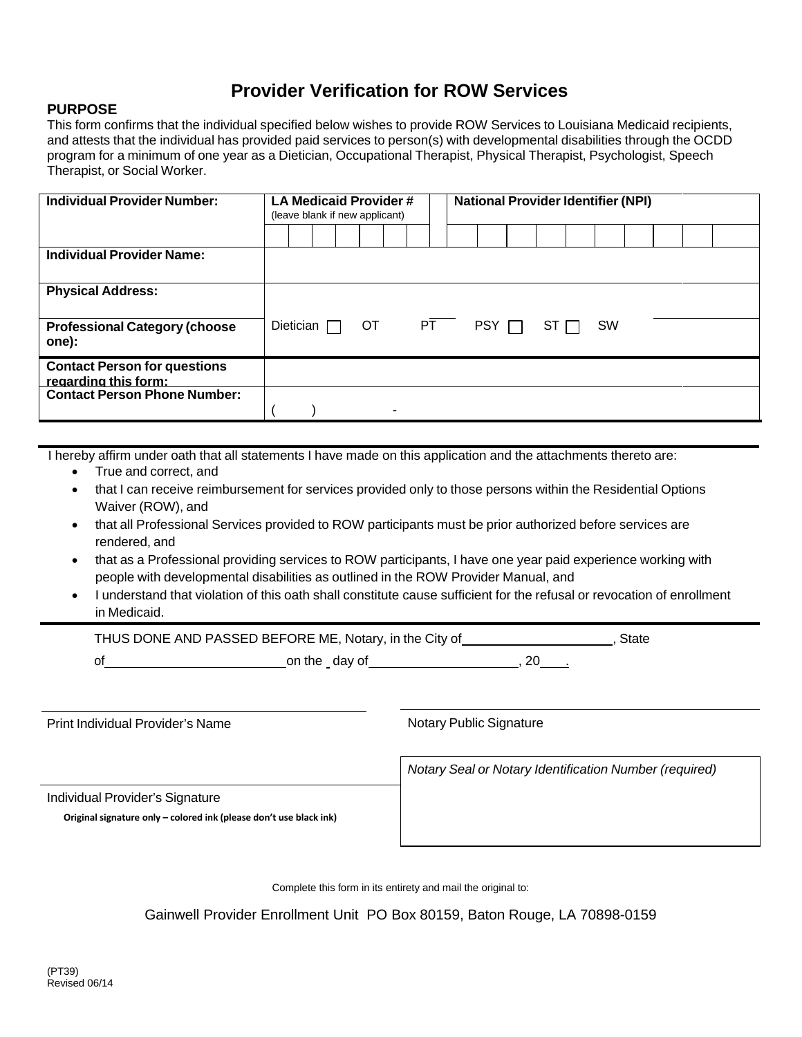# Provider Verification for ROW Services

## PURPOSE

This form confirms that the individual specified below wishes to provide ROW Services to Louisiana Medicaid recipients, and attests that the individual has provided paid services to person(s) with developmental disabilities through the OCDD program for a minimum of one year as a Dietician, Occupational Therapist, Physical Therapist, Psychologist, Speech Therapist, or Social Worker.

| | | |
|---|---|---|
| **Individual Provider Number:** | **LA Medicaid Provider #** (leave blank if new applicant) | **National Provider Identifier (NPI)** |
| **Individual Provider Name:** | | |
| **Physical Address:** | | |
| **Professional Category (choose one):** | Dietician ☐ OT PT PSY ☐ ST ☐ SW | |
| **Contact Person for questions regarding this form:** | | |
| **Contact Person Phone Number:** | ( ) - | |

I hereby affirm under oath that all statements I have made on this application and the attachments thereto are:

- True and correct, and
- that I can receive reimbursement for services provided only to those persons within the Residential Options Waiver (ROW), and
- that all Professional Services provided to ROW participants must be prior authorized before services are rendered, and
- that as a Professional providing services to ROW participants, I have one year paid experience working with people with developmental disabilities as outlined in the ROW Provider Manual, and
- I understand that violation of this oath shall constitute cause sufficient for the refusal or revocation of enrollment in Medicaid.

THUS DONE AND PASSED BEFORE ME, Notary, in the City of \_\_\_\_\_\_\_\_\_\_\_\_\_\_\_\_\_\_\_\_, State of \_\_\_\_\_\_\_\_\_\_\_\_\_\_\_\_\_\_\_\_\_\_\_\_ on the \_ day of \_\_\_\_\_\_\_\_\_\_\_\_\_\_\_\_\_\_\_\_, 20\_\_\_.

Print Individual Provider's Name

Notary Public Signature

*Notary Seal or Notary Identification Number (required)*

Individual Provider's Signature

**Original signature only – colored ink (please don't use black ink)**

Complete this form in its entirety and mail the original to:

Gainwell Provider Enrollment Unit PO Box 80159, Baton Rouge, LA 70898-0159

(PT39)
Revised 06/14